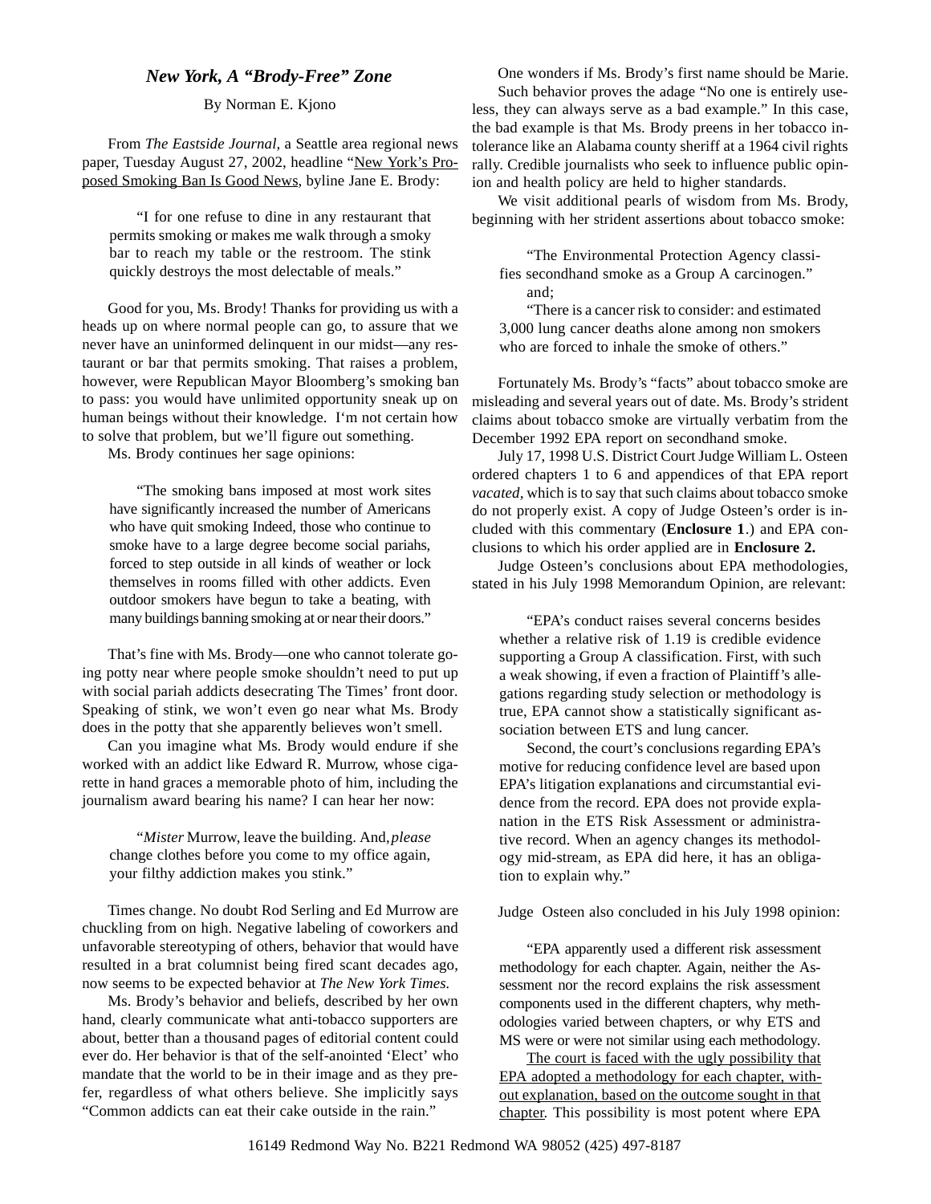## *New York, A "Brody-Free" Zone*

By Norman E. Kjono

From *The Eastside Journal,* a Seattle area regional news paper, Tuesday August 27, 2002, headline "New York's Proposed Smoking Ban Is Good News, byline Jane E. Brody:

> "I for one refuse to dine in any restaurant that permits smoking or makes me walk through a smoky bar to reach my table or the restroom. The stink quickly destroys the most delectable of meals."

Good for you, Ms. Brody! Thanks for providing us with a heads up on where normal people can go, to assure that we never have an uninformed delinquent in our midst—any restaurant or bar that permits smoking. That raises a problem, however, were Republican Mayor Bloomberg's smoking ban to pass: you would have unlimited opportunity sneak up on human beings without their knowledge. I'm not certain how to solve that problem, but we'll figure out something.

Ms. Brody continues her sage opinions:

> "The smoking bans imposed at most work sites have significantly increased the number of Americans who have quit smoking Indeed, those who continue to smoke have to a large degree become social pariahs, forced to step outside in all kinds of weather or lock themselves in rooms filled with other addicts. Even outdoor smokers have begun to take a beating, with many buildings banning smoking at or near their doors."

That's fine with Ms. Brody—one who cannot tolerate going potty near where people smoke shouldn't need to put up with social pariah addicts desecrating The Times' front door. Speaking of stink, we won't even go near what Ms. Brody does in the potty that she apparently believes won't smell.

Can you imagine what Ms. Brody would endure if she worked with an addict like Edward R. Murrow, whose cigarette in hand graces a memorable photo of him, including the journalism award bearing his name? I can hear her now:

> "*Mister* Murrow, leave the building. And, *please* change clothes before you come to my office again, your filthy addiction makes you stink."

Times change. No doubt Rod Serling and Ed Murrow are chuckling from on high. Negative labeling of coworkers and unfavorable stereotyping of others, behavior that would have resulted in a brat columnist being fired scant decades ago, now seems to be expected behavior at *The New York Times.*

Ms. Brody's behavior and beliefs, described by her own hand, clearly communicate what anti-tobacco supporters are about, better than a thousand pages of editorial content could ever do. Her behavior is that of the self-anointed 'Elect' who mandate that the world to be in their image and as they prefer, regardless of what others believe. She implicitly says "Common addicts can eat their cake outside in the rain."

One wonders if Ms. Brody's first name should be Marie.

Such behavior proves the adage "No one is entirely useless, they can always serve as a bad example." In this case, the bad example is that Ms. Brody preens in her tobacco intolerance like an Alabama county sheriff at a 1964 civil rights rally. Credible journalists who seek to influence public opinion and health policy are held to higher standards.

We visit additional pearls of wisdom from Ms. Brody, beginning with her strident assertions about tobacco smoke:

> "The Environmental Protection Agency classifies secondhand smoke as a Group A carcinogen."
>
> and;
>
> "There is a cancer risk to consider: and estimated 3,000 lung cancer deaths alone among non smokers who are forced to inhale the smoke of others."

Fortunately Ms. Brody's "facts" about tobacco smoke are misleading and several years out of date. Ms. Brody's strident claims about tobacco smoke are virtually verbatim from the December 1992 EPA report on secondhand smoke.

July 17, 1998 U.S. District Court Judge William L. Osteen ordered chapters 1 to 6 and appendices of that EPA report *vacated*, which is to say that such claims about tobacco smoke do not properly exist. A copy of Judge Osteen's order is included with this commentary (**Enclosure 1**.) and EPA conclusions to which his order applied are in **Enclosure 2.**

Judge Osteen's conclusions about EPA methodologies, stated in his July 1998 Memorandum Opinion, are relevant:

> "EPA's conduct raises several concerns besides whether a relative risk of 1.19 is credible evidence supporting a Group A classification. First, with such a weak showing, if even a fraction of Plaintiff's allegations regarding study selection or methodology is true, EPA cannot show a statistically significant association between ETS and lung cancer.
>
> Second, the court's conclusions regarding EPA's motive for reducing confidence level are based upon EPA's litigation explanations and circumstantial evidence from the record. EPA does not provide explanation in the ETS Risk Assessment or administrative record. When an agency changes its methodology mid-stream, as EPA did here, it has an obligation to explain why."

Judge Osteen also concluded in his July 1998 opinion:

> "EPA apparently used a different risk assessment methodology for each chapter. Again, neither the Assessment nor the record explains the risk assessment components used in the different chapters, why methodologies varied between chapters, or why ETS and MS were or were not similar using each methodology.
>
> The court is faced with the ugly possibility that EPA adopted a methodology for each chapter, without explanation, based on the outcome sought in that chapter. This possibility is most potent where EPA

16149 Redmond Way No. B221 Redmond WA 98052 (425) 497-8187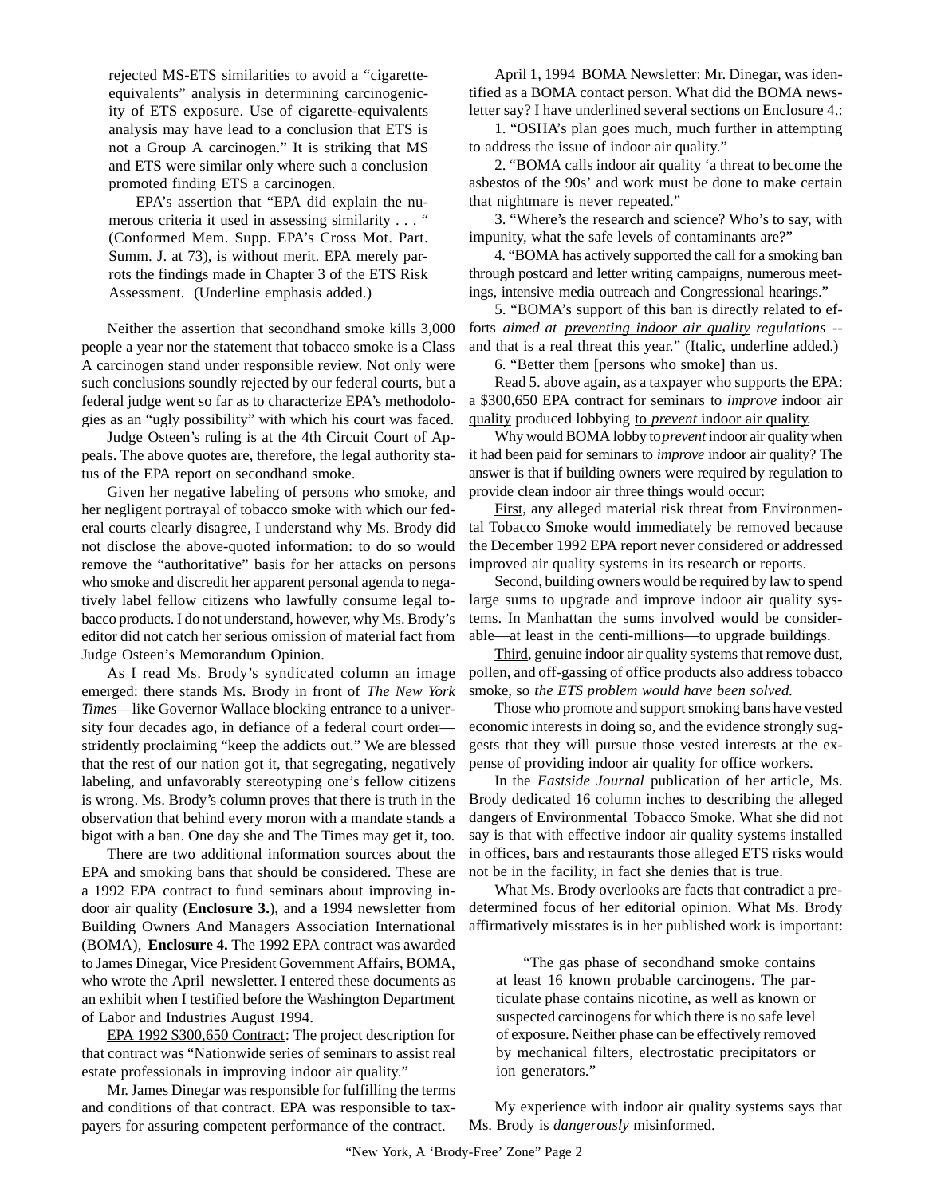> rejected MS-ETS similarities to avoid a "cigarette-equivalents" analysis in determining carcinogenicity of ETS exposure. Use of cigarette-equivalents analysis may have lead to a conclusion that ETS is not a Group A carcinogen." It is striking that MS and ETS were similar only where such a conclusion promoted finding ETS a carcinogen.
>
> EPA's assertion that "EPA did explain the numerous criteria it used in assessing similarity . . . " (Conformed Mem. Supp. EPA's Cross Mot. Part. Summ. J. at 73), is without merit. EPA merely parrots the findings made in Chapter 3 of the ETS Risk Assessment. (Underline emphasis added.)

Neither the assertion that secondhand smoke kills 3,000 people a year nor the statement that tobacco smoke is a Class A carcinogen stand under responsible review. Not only were such conclusions soundly rejected by our federal courts, but a federal judge went so far as to characterize EPA's methodologies as an "ugly possibility" with which his court was faced.

Judge Osteen's ruling is at the 4th Circuit Court of Appeals. The above quotes are, therefore, the legal authority status of the EPA report on secondhand smoke.

Given her negative labeling of persons who smoke, and her negligent portrayal of tobacco smoke with which our federal courts clearly disagree, I understand why Ms. Brody did not disclose the above-quoted information: to do so would remove the "authoritative" basis for her attacks on persons who smoke and discredit her apparent personal agenda to negatively label fellow citizens who lawfully consume legal tobacco products. I do not understand, however, why Ms. Brody's editor did not catch her serious omission of material fact from Judge Osteen's Memorandum Opinion.

As I read Ms. Brody's syndicated column an image emerged: there stands Ms. Brody in front of *The New York Times*—like Governor Wallace blocking entrance to a university four decades ago, in defiance of a federal court order—stridently proclaiming "keep the addicts out." We are blessed that the rest of our nation got it, that segregating, negatively labeling, and unfavorably stereotyping one's fellow citizens is wrong. Ms. Brody's column proves that there is truth in the observation that behind every moron with a mandate stands a bigot with a ban. One day she and The Times may get it, too.

There are two additional information sources about the EPA and smoking bans that should be considered. These are a 1992 EPA contract to fund seminars about improving indoor air quality (**Enclosure 3.**), and a 1994 newsletter from Building Owners And Managers Association International (BOMA), **Enclosure 4.** The 1992 EPA contract was awarded to James Dinegar, Vice President Government Affairs, BOMA, who wrote the April newsletter. I entered these documents as an exhibit when I testified before the Washington Department of Labor and Industries August 1994.

<u>EPA 1992 $300,650 Contract</u>: The project description for that contract was "Nationwide series of seminars to assist real estate professionals in improving indoor air quality."

Mr. James Dinegar was responsible for fulfilling the terms and conditions of that contract. EPA was responsible to taxpayers for assuring competent performance of the contract.

<u>April 1, 1994 BOMA Newsletter</u>: Mr. Dinegar, was identified as a BOMA contact person. What did the BOMA newsletter say? I have underlined several sections on Enclosure 4.:

1. "OSHA's plan goes much, much further in attempting to address the issue of indoor air quality."

2. "BOMA calls indoor air quality 'a threat to become the asbestos of the 90s' and work must be done to make certain that nightmare is never repeated."

3. "Where's the research and science? Who's to say, with impunity, what the safe levels of contaminants are?"

4. "BOMA has actively supported the call for a smoking ban through postcard and letter writing campaigns, numerous meetings, intensive media outreach and Congressional hearings."

5. "BOMA's support of this ban is directly related to efforts *aimed at <u>preventing indoor air quality</u> regulations* -- and that is a real threat this year." (Italic, underline added.)

6. "Better them [persons who smoke] than us.

Read 5. above again, as a taxpayer who supports the EPA: a $300,650 EPA contract for seminars <u>to *improve* indoor air quality</u> produced lobbying <u>to *prevent* indoor air quality</u>.

Why would BOMA lobby to *prevent* indoor air quality when it had been paid for seminars to *improve* indoor air quality? The answer is that if building owners were required by regulation to provide clean indoor air three things would occur:

<u>First</u>, any alleged material risk threat from Environmental Tobacco Smoke would immediately be removed because the December 1992 EPA report never considered or addressed improved air quality systems in its research or reports.

<u>Second</u>, building owners would be required by law to spend large sums to upgrade and improve indoor air quality systems. In Manhattan the sums involved would be considerable—at least in the centi-millions—to upgrade buildings.

<u>Third</u>, genuine indoor air quality systems that remove dust, pollen, and off-gassing of office products also address tobacco smoke, so *the ETS problem would have been solved.*

Those who promote and support smoking bans have vested economic interests in doing so, and the evidence strongly suggests that they will pursue those vested interests at the expense of providing indoor air quality for office workers.

In the *Eastside Journal* publication of her article, Ms. Brody dedicated 16 column inches to describing the alleged dangers of Environmental Tobacco Smoke. What she did not say is that with effective indoor air quality systems installed in offices, bars and restaurants those alleged ETS risks would not be in the facility, in fact she denies that is true.

What Ms. Brody overlooks are facts that contradict a predetermined focus of her editorial opinion. What Ms. Brody affirmatively misstates is in her published work is important:

> "The gas phase of secondhand smoke contains at least 16 known probable carcinogens. The particulate phase contains nicotine, as well as known or suspected carcinogens for which there is no safe level of exposure. Neither phase can be effectively removed by mechanical filters, electrostatic precipitators or ion generators."

My experience with indoor air quality systems says that Ms. Brody is *dangerously* misinformed.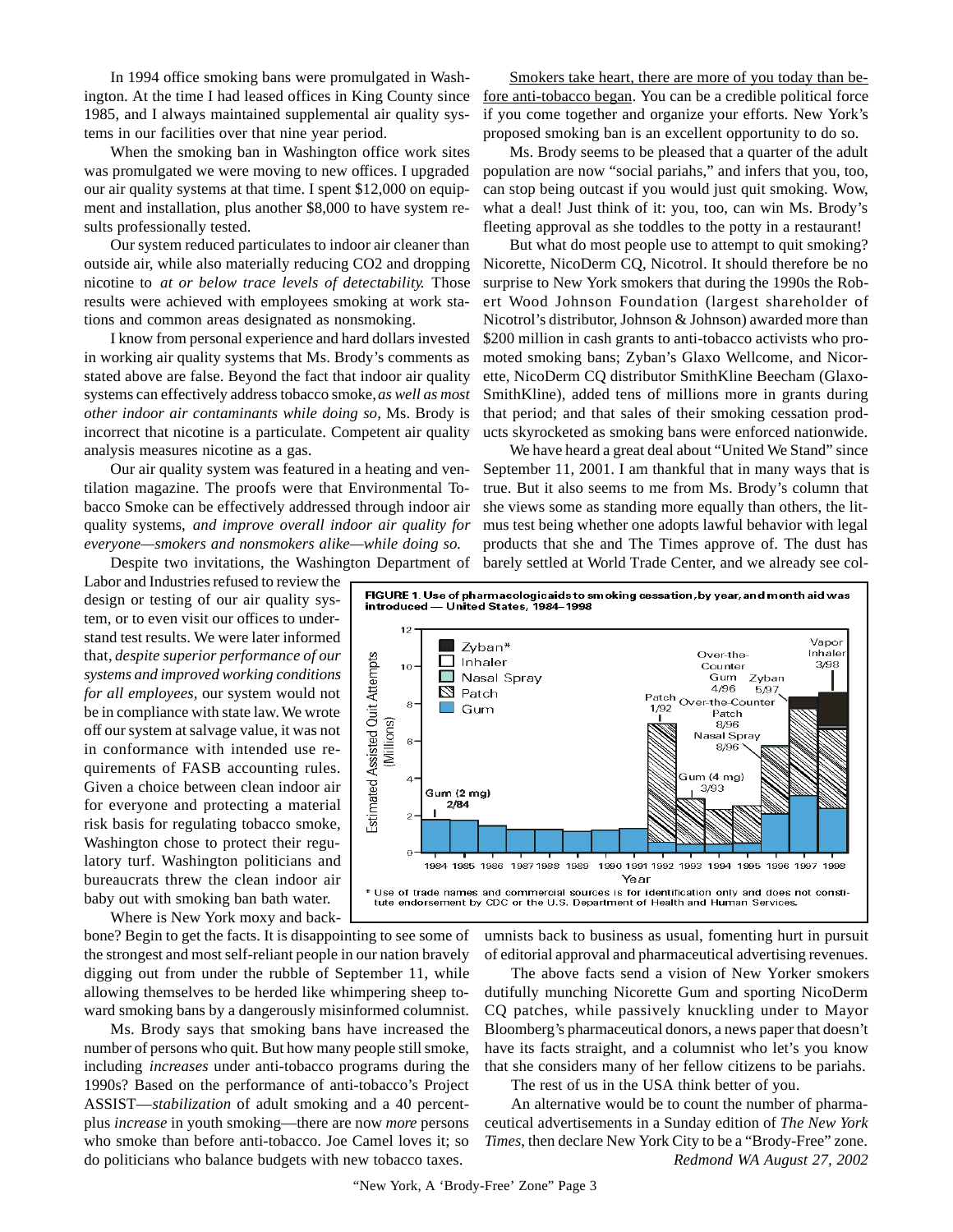In 1994 office smoking bans were promulgated in Washington. At the time I had leased offices in King County since 1985, and I always maintained supplemental air quality systems in our facilities over that nine year period.

When the smoking ban in Washington office work sites was promulgated we were moving to new offices. I upgraded our air quality systems at that time. I spent $12,000 on equipment and installation, plus another $8,000 to have system results professionally tested.

Our system reduced particulates to indoor air cleaner than outside air, while also materially reducing CO2 and dropping nicotine to *at or below trace levels of detectability.* Those results were achieved with employees smoking at work stations and common areas designated as nonsmoking.

I know from personal experience and hard dollars invested in working air quality systems that Ms. Brody's comments as stated above are false. Beyond the fact that indoor air quality systems can effectively address tobacco smoke, *as well as most other indoor air contaminants while doing so,* Ms. Brody is incorrect that nicotine is a particulate. Competent air quality analysis measures nicotine as a gas.

Our air quality system was featured in a heating and ventilation magazine. The proofs were that Environmental Tobacco Smoke can be effectively addressed through indoor air quality systems, *and improve overall indoor air quality for everyone—smokers and nonsmokers alike—while doing so.*

Despite two invitations, the Washington Department of Labor and Industries refused to review the design or testing of our air quality system, or to even visit our offices to understand test results. We were later informed that, *despite superior performance of our systems and improved working conditions for all employees,* our system would not be in compliance with state law. We wrote off our system at salvage value, it was not in conformance with intended use requirements of FASB accounting rules. Given a choice between clean indoor air for everyone and protecting a material risk basis for regulating tobacco smoke, Washington chose to protect their regulatory turf. Washington politicians and bureaucrats threw the clean indoor air baby out with smoking ban bath water.

Where is New York moxy and backbone? Begin to get the facts. It is disappointing to see some of the strongest and most self-reliant people in our nation bravely digging out from under the rubble of September 11, while allowing themselves to be herded like whimpering sheep toward smoking bans by a dangerously misinformed columnist.

Ms. Brody says that smoking bans have increased the number of persons who quit. But how many people still smoke, including *increases* under anti-tobacco programs during the 1990s? Based on the performance of anti-tobacco's Project ASSIST—*stabilization* of adult smoking and a 40 percent-plus *increase* in youth smoking—there are now *more* persons who smoke than before anti-tobacco. Joe Camel loves it; so do politicians who balance budgets with new tobacco taxes.

Smokers take heart, there are more of you today than before anti-tobacco began. You can be a credible political force if you come together and organize your efforts. New York's proposed smoking ban is an excellent opportunity to do so.

Ms. Brody seems to be pleased that a quarter of the adult population are now "social pariahs," and infers that you, too, can stop being outcast if you would just quit smoking. Wow, what a deal! Just think of it: you, too, can win Ms. Brody's fleeting approval as she toddles to the potty in a restaurant!

But what do most people use to attempt to quit smoking? Nicorette, NicoDerm CQ, Nicotrol. It should therefore be no surprise to New York smokers that during the 1990s the Robert Wood Johnson Foundation (largest shareholder of Nicotrol's distributor, Johnson & Johnson) awarded more than $200 million in cash grants to anti-tobacco activists who promoted smoking bans; Zyban's Glaxo Wellcome, and Nicorette, NicoDerm CQ distributor SmithKline Beecham (GlaxoSmithKline), added tens of millions more in grants during that period; and that sales of their smoking cessation products skyrocketed as smoking bans were enforced nationwide.

We have heard a great deal about "United We Stand" since September 11, 2001. I am thankful that in many ways that is true. But it also seems to me from Ms. Brody's column that she views some as standing more equally than others, the litmus test being whether one adopts lawful behavior with legal products that she and The Times approve of. The dust has barely settled at World Trade Center, and we already see columnists back to business as usual, fomenting hurt in pursuit of editorial approval and pharmaceutical advertising revenues.

**FIGURE 1. Use of pharmacologic aids to smoking cessation, by year, and month aid was introduced — United States, 1984–1998**

Estimated Assisted Quit Attempts (Millions)
12
10
8
6
4
2
0

Zyban*
Inhaler
Nasal Spray
Patch
Gum

Gum (2 mg) 2/84
Patch 1/92
Gum (4 mg) 3/93
Over-the-Counter Gum 4/96
Over-the-Counter Patch 8/96
Nasal Spray 8/96
Zyban 5/97
Vapor Inhaler 3/98

1984 1985 1986 1987 1988 1989 1990 1991 1992 1993 1994 1995 1996 1997 1998
Year

\* Use of trade names and commercial sources is for identification only and does not constitute endorsement by CDC or the U.S. Department of Health and Human Services.

The above facts send a vision of New Yorker smokers dutifully munching Nicorette Gum and sporting NicoDerm CQ patches, while passively knuckling under to Mayor Bloomberg's pharmaceutical donors, a news paper that doesn't have its facts straight, and a columnist who let's you know that she considers many of her fellow citizens to be pariahs.

The rest of us in the USA think better of you.

An alternative would be to count the number of pharmaceutical advertisements in a Sunday edition of *The New York Times*, then declare New York City to be a "Brody-Free" zone.

*Redmond WA August 27, 2002*